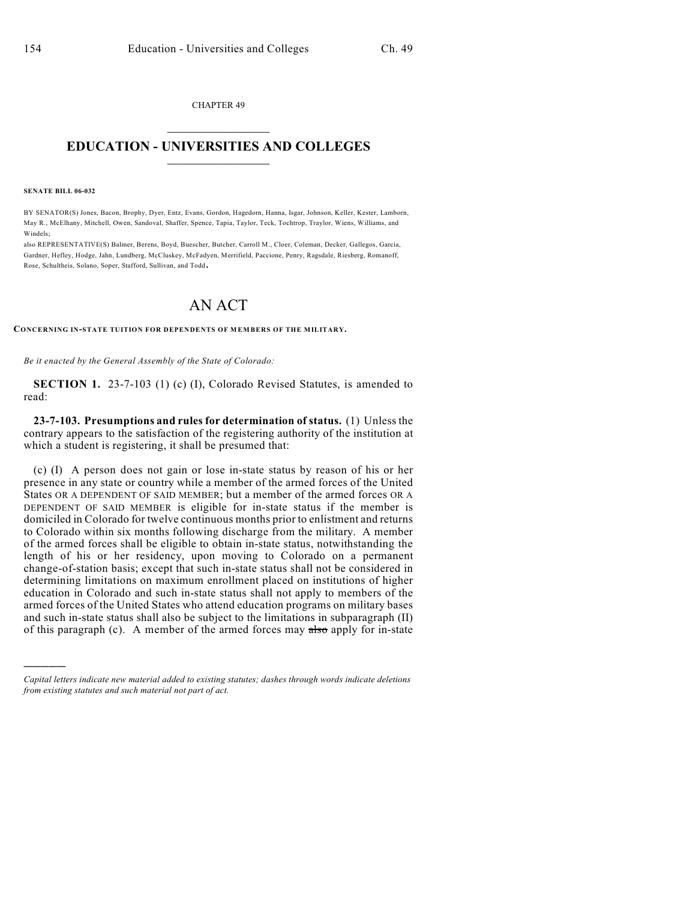CHAPTER 49

# EDUCATION - UNIVERSITIES AND COLLEGES

**SENATE BILL 06-032**

BY SENATOR(S) Jones, Bacon, Brophy, Dyer, Entz, Evans, Gordon, Hagedorn, Hanna, Isgar, Johnson, Keller, Kester, Lamborn, May R., McElhany, Mitchell, Owen, Sandoval, Shaffer, Spence, Tapia, Taylor, Teck, Tochtrop, Traylor, Wiens, Williams, and Windels;

also REPRESENTATIVE(S) Balmer, Berens, Boyd, Buescher, Butcher, Carroll M., Cloer, Coleman, Decker, Gallegos, Garcia, Gardner, Hefley, Hodge, Jahn, Lundberg, McCluskey, McFadyen, Merrifield, Paccione, Penry, Ragsdale, Riesberg, Romanoff, Rose, Schultheis, Solano, Soper, Stafford, Sullivan, and Todd.

# AN ACT

**CONCERNING IN-STATE TUITION FOR DEPENDENTS OF MEMBERS OF THE MILITARY.**

*Be it enacted by the General Assembly of the State of Colorado:*

**SECTION 1.** 23-7-103 (1) (c) (I), Colorado Revised Statutes, is amended to read:

**23-7-103. Presumptions and rules for determination of status.** (1) Unless the contrary appears to the satisfaction of the registering authority of the institution at which a student is registering, it shall be presumed that:

(c) (I) A person does not gain or lose in-state status by reason of his or her presence in any state or country while a member of the armed forces of the United States OR A DEPENDENT OF SAID MEMBER; but a member of the armed forces OR A DEPENDENT OF SAID MEMBER is eligible for in-state status if the member is domiciled in Colorado for twelve continuous months prior to enlistment and returns to Colorado within six months following discharge from the military. A member of the armed forces shall be eligible to obtain in-state status, notwithstanding the length of his or her residency, upon moving to Colorado on a permanent change-of-station basis; except that such in-state status shall not be considered in determining limitations on maximum enrollment placed on institutions of higher education in Colorado and such in-state status shall not apply to members of the armed forces of the United States who attend education programs on military bases and such in-state status shall also be subject to the limitations in subparagraph (II) of this paragraph (c). A member of the armed forces may ~~also~~ apply for in-state

---

*Capital letters indicate new material added to existing statutes; dashes through words indicate deletions from existing statutes and such material not part of act.*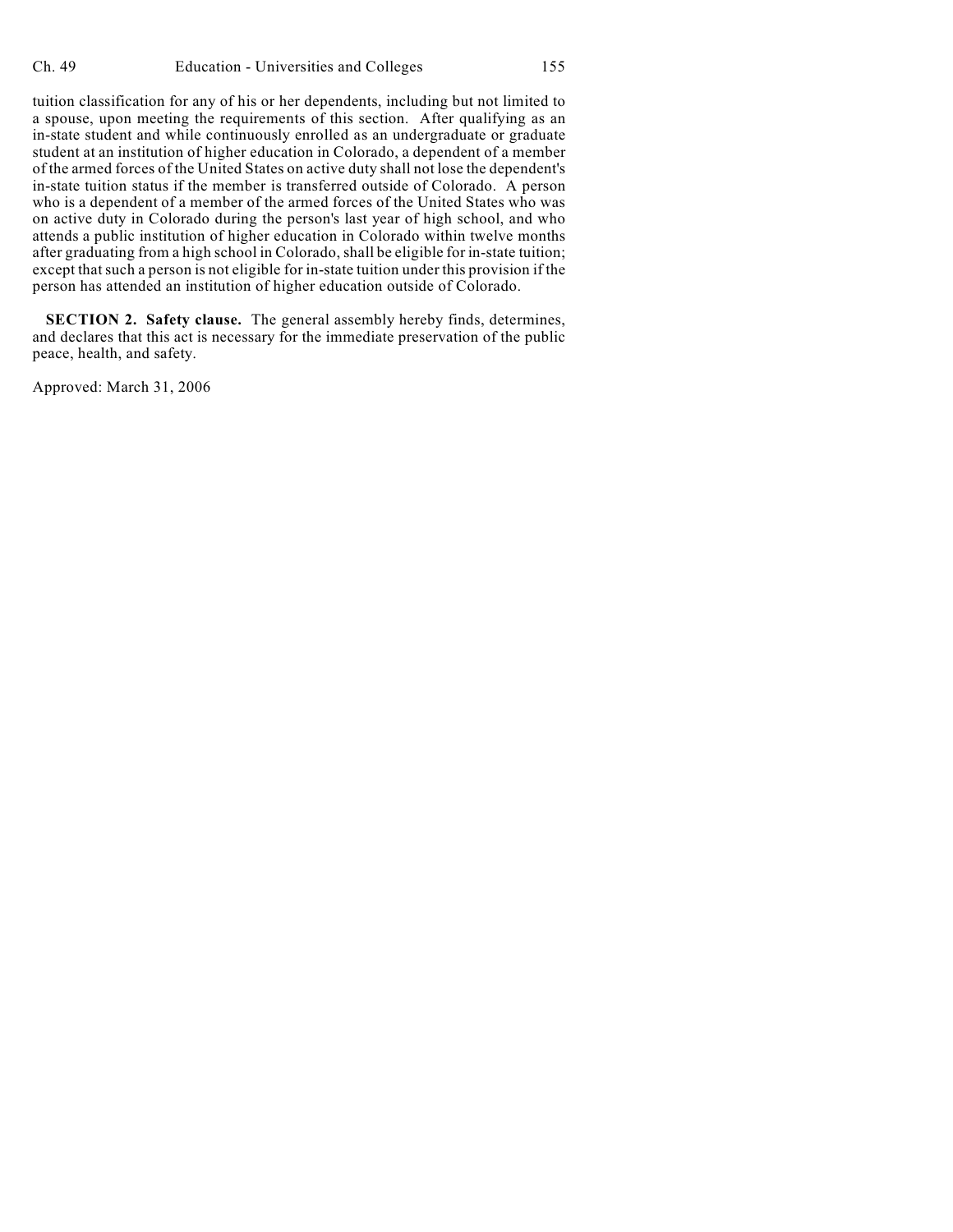tuition classification for any of his or her dependents, including but not limited to a spouse, upon meeting the requirements of this section. After qualifying as an in-state student and while continuously enrolled as an undergraduate or graduate student at an institution of higher education in Colorado, a dependent of a member of the armed forces of the United States on active duty shall not lose the dependent's in-state tuition status if the member is transferred outside of Colorado. A person who is a dependent of a member of the armed forces of the United States who was on active duty in Colorado during the person's last year of high school, and who attends a public institution of higher education in Colorado within twelve months after graduating from a high school in Colorado, shall be eligible for in-state tuition; except that such a person is not eligible for in-state tuition under this provision if the person has attended an institution of higher education outside of Colorado.

**SECTION 2. Safety clause.** The general assembly hereby finds, determines, and declares that this act is necessary for the immediate preservation of the public peace, health, and safety.

Approved: March 31, 2006